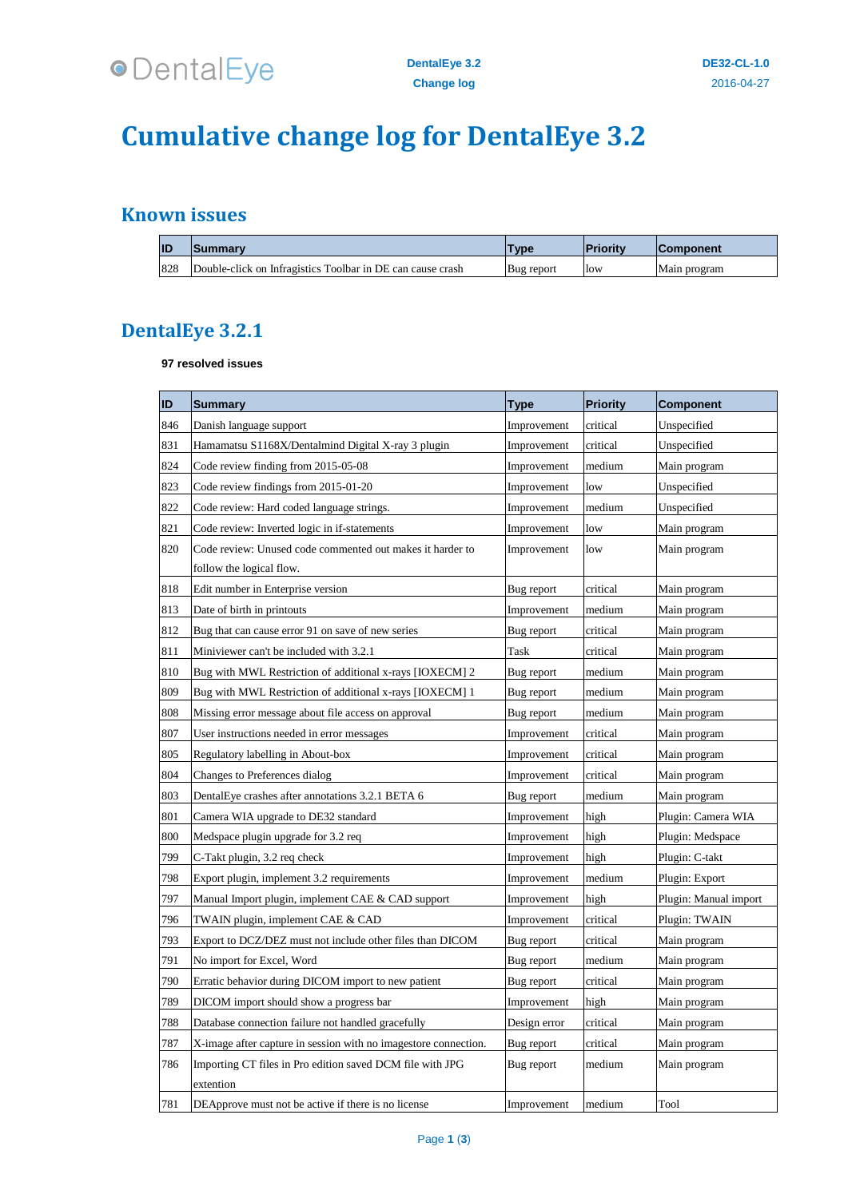# Cumulative change log for DentalEye 3.2

## Known issues

| ID | Summary | Type | Priority | Component |
|---|---|---|---|---|
| 828 | Double-click on Infragistics Toolbar in DE can cause crash | Bug report | low | Main program |

## DentalEye 3.2.1

**97 resolved issues**

| ID | Summary | Type | Priority | Component |
|---|---|---|---|---|
| 846 | Danish language support | Improvement | critical | Unspecified |
| 831 | Hamamatsu S1168X/Dentalmind Digital X-ray 3 plugin | Improvement | critical | Unspecified |
| 824 | Code review finding from 2015-05-08 | Improvement | medium | Main program |
| 823 | Code review findings from 2015-01-20 | Improvement | low | Unspecified |
| 822 | Code review: Hard coded language strings. | Improvement | medium | Unspecified |
| 821 | Code review: Inverted logic in if-statements | Improvement | low | Main program |
| 820 | Code review: Unused code commented out makes it harder to follow the logical flow. | Improvement | low | Main program |
| 818 | Edit number in Enterprise version | Bug report | critical | Main program |
| 813 | Date of birth in printouts | Improvement | medium | Main program |
| 812 | Bug that can cause error 91 on save of new series | Bug report | critical | Main program |
| 811 | Miniviewer can't be included with 3.2.1 | Task | critical | Main program |
| 810 | Bug with MWL Restriction of additional x-rays [IOXECM] 2 | Bug report | medium | Main program |
| 809 | Bug with MWL Restriction of additional x-rays [IOXECM] 1 | Bug report | medium | Main program |
| 808 | Missing error message about file access on approval | Bug report | medium | Main program |
| 807 | User instructions needed in error messages | Improvement | critical | Main program |
| 805 | Regulatory labelling in About-box | Improvement | critical | Main program |
| 804 | Changes to Preferences dialog | Improvement | critical | Main program |
| 803 | DentalEye crashes after annotations 3.2.1 BETA 6 | Bug report | medium | Main program |
| 801 | Camera WIA upgrade to DE32 standard | Improvement | high | Plugin: Camera WIA |
| 800 | Medspace plugin upgrade for 3.2 req | Improvement | high | Plugin: Medspace |
| 799 | C-Takt plugin, 3.2 req check | Improvement | high | Plugin: C-takt |
| 798 | Export plugin, implement 3.2 requirements | Improvement | medium | Plugin: Export |
| 797 | Manual Import plugin, implement CAE & CAD support | Improvement | high | Plugin: Manual import |
| 796 | TWAIN plugin, implement CAE & CAD | Improvement | critical | Plugin: TWAIN |
| 793 | Export to DCZ/DEZ must not include other files than DICOM | Bug report | critical | Main program |
| 791 | No import for Excel, Word | Bug report | medium | Main program |
| 790 | Erratic behavior during DICOM import to new patient | Bug report | critical | Main program |
| 789 | DICOM import should show a progress bar | Improvement | high | Main program |
| 788 | Database connection failure not handled gracefully | Design error | critical | Main program |
| 787 | X-image after capture in session with no imagestore connection. | Bug report | critical | Main program |
| 786 | Importing CT files in Pro edition saved DCM file with JPG extention | Bug report | medium | Main program |
| 781 | DEApprove must not be active if there is no license | Improvement | medium | Tool |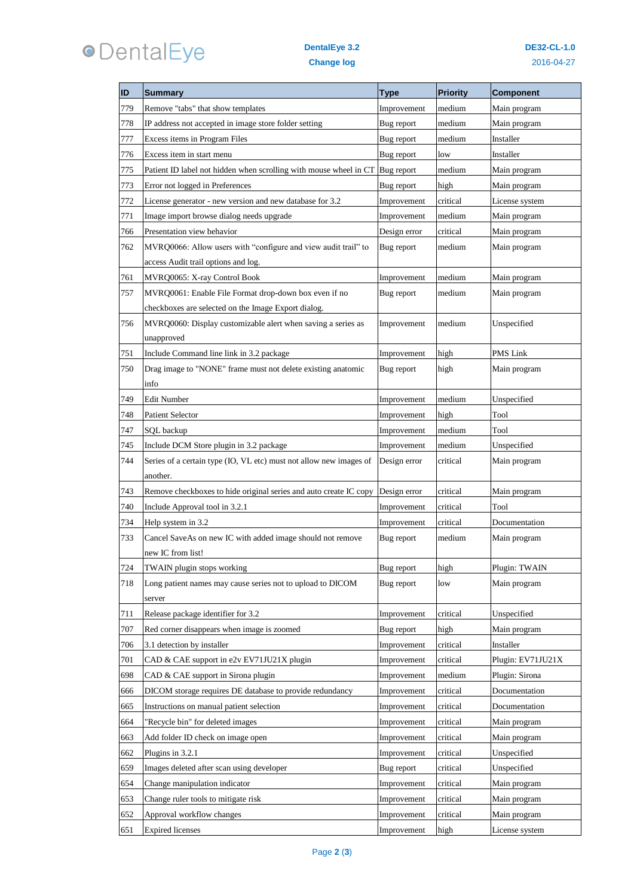| ID | Summary | Type | Priority | Component |
|---|---|---|---|---|
| 779 | Remove "tabs" that show templates | Improvement | medium | Main program |
| 778 | IP address not accepted in image store folder setting | Bug report | medium | Main program |
| 777 | Excess items in Program Files | Bug report | medium | Installer |
| 776 | Excess item in start menu | Bug report | low | Installer |
| 775 | Patient ID label not hidden when scrolling with mouse wheel in CT | Bug report | medium | Main program |
| 773 | Error not logged in Preferences | Bug report | high | Main program |
| 772 | License generator - new version and new database for 3.2 | Improvement | critical | License system |
| 771 | Image import browse dialog needs upgrade | Improvement | medium | Main program |
| 766 | Presentation view behavior | Design error | critical | Main program |
| 762 | MVRQ0066: Allow users with “configure and view audit trail” to access Audit trail options and log. | Bug report | medium | Main program |
| 761 | MVRQ0065: X-ray Control Book | Improvement | medium | Main program |
| 757 | MVRQ0061: Enable File Format drop-down box even if no checkboxes are selected on the Image Export dialog. | Bug report | medium | Main program |
| 756 | MVRQ0060: Display customizable alert when saving a series as unapproved | Improvement | medium | Unspecified |
| 751 | Include Command line link in 3.2 package | Improvement | high | PMS Link |
| 750 | Drag image to "NONE" frame must not delete existing anatomic info | Bug report | high | Main program |
| 749 | Edit Number | Improvement | medium | Unspecified |
| 748 | Patient Selector | Improvement | high | Tool |
| 747 | SQL backup | Improvement | medium | Tool |
| 745 | Include DCM Store plugin in 3.2 package | Improvement | medium | Unspecified |
| 744 | Series of a certain type (IO, VL etc) must not allow new images of another. | Design error | critical | Main program |
| 743 | Remove checkboxes to hide original series and auto create IC copy | Design error | critical | Main program |
| 740 | Include Approval tool in 3.2.1 | Improvement | critical | Tool |
| 734 | Help system in 3.2 | Improvement | critical | Documentation |
| 733 | Cancel SaveAs on new IC with added image should not remove new IC from list! | Bug report | medium | Main program |
| 724 | TWAIN plugin stops working | Bug report | high | Plugin: TWAIN |
| 718 | Long patient names may cause series not to upload to DICOM server | Bug report | low | Main program |
| 711 | Release package identifier for 3.2 | Improvement | critical | Unspecified |
| 707 | Red corner disappears when image is zoomed | Bug report | high | Main program |
| 706 | 3.1 detection by installer | Improvement | critical | Installer |
| 701 | CAD & CAE support in e2v EV71JU21X plugin | Improvement | critical | Plugin: EV71JU21X |
| 698 | CAD & CAE support in Sirona plugin | Improvement | medium | Plugin: Sirona |
| 666 | DICOM storage requires DE database to provide redundancy | Improvement | critical | Documentation |
| 665 | Instructions on manual patient selection | Improvement | critical | Documentation |
| 664 | "Recycle bin" for deleted images | Improvement | critical | Main program |
| 663 | Add folder ID check on image open | Improvement | critical | Main program |
| 662 | Plugins in 3.2.1 | Improvement | critical | Unspecified |
| 659 | Images deleted after scan using developer | Bug report | critical | Unspecified |
| 654 | Change manipulation indicator | Improvement | critical | Main program |
| 653 | Change ruler tools to mitigate risk | Improvement | critical | Main program |
| 652 | Approval workflow changes | Improvement | critical | Main program |
| 651 | Expired licenses | Improvement | high | License system |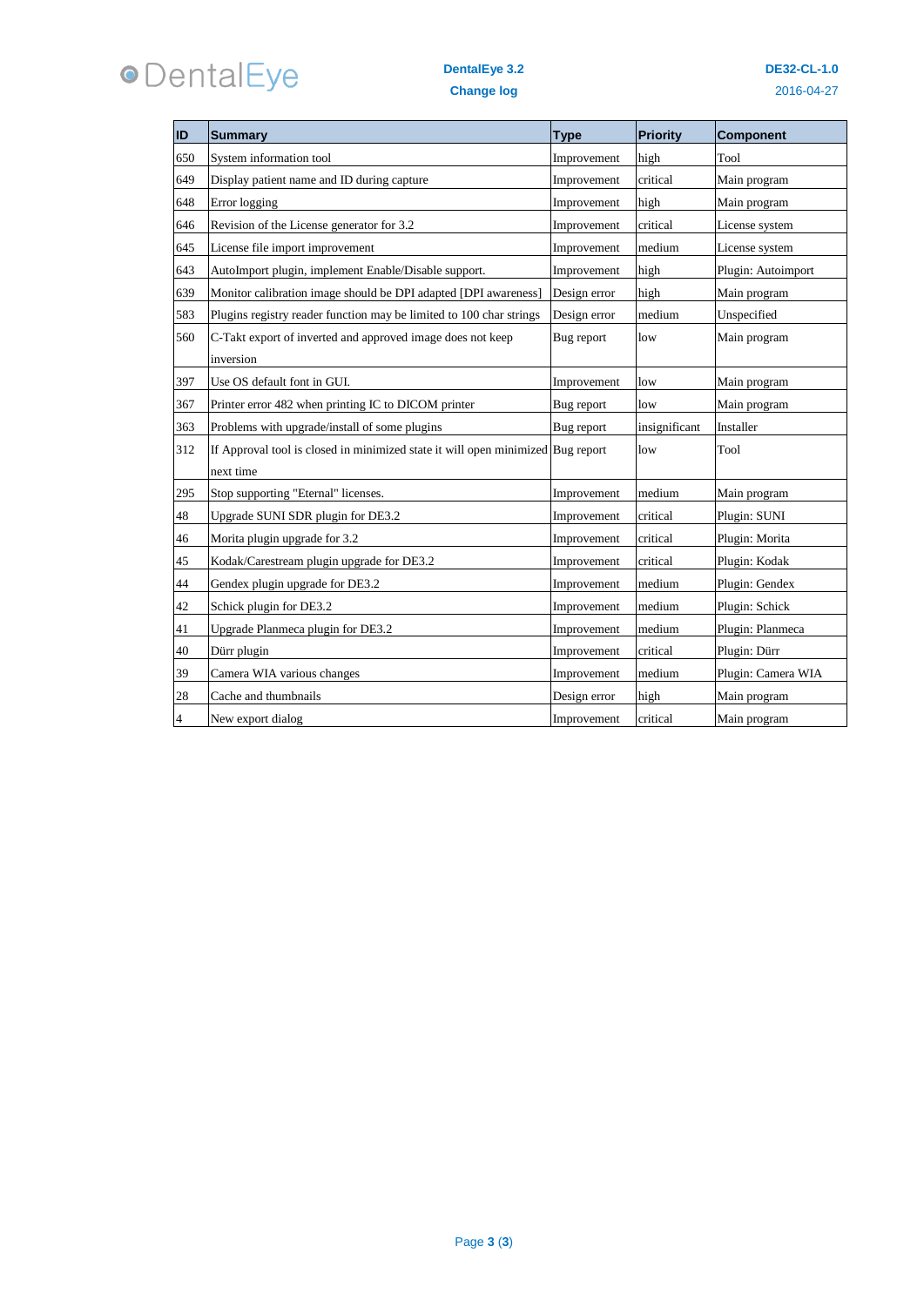| ID | Summary | Type | Priority | Component |
|---|---|---|---|---|
| 650 | System information tool | Improvement | high | Tool |
| 649 | Display patient name and ID during capture | Improvement | critical | Main program |
| 648 | Error logging | Improvement | high | Main program |
| 646 | Revision of the License generator for 3.2 | Improvement | critical | License system |
| 645 | License file import improvement | Improvement | medium | License system |
| 643 | AutoImport plugin, implement Enable/Disable support. | Improvement | high | Plugin: Autoimport |
| 639 | Monitor calibration image should be DPI adapted [DPI awareness] | Design error | high | Main program |
| 583 | Plugins registry reader function may be limited to 100 char strings | Design error | medium | Unspecified |
| 560 | C-Takt export of inverted and approved image does not keep inversion | Bug report | low | Main program |
| 397 | Use OS default font in GUI. | Improvement | low | Main program |
| 367 | Printer error 482 when printing IC to DICOM printer | Bug report | low | Main program |
| 363 | Problems with upgrade/install of some plugins | Bug report | insignificant | Installer |
| 312 | If Approval tool is closed in minimized state it will open minimized next time | Bug report | low | Tool |
| 295 | Stop supporting "Eternal" licenses. | Improvement | medium | Main program |
| 48 | Upgrade SUNI SDR plugin for DE3.2 | Improvement | critical | Plugin: SUNI |
| 46 | Morita plugin upgrade for 3.2 | Improvement | critical | Plugin: Morita |
| 45 | Kodak/Carestream plugin upgrade for DE3.2 | Improvement | critical | Plugin: Kodak |
| 44 | Gendex plugin upgrade for DE3.2 | Improvement | medium | Plugin: Gendex |
| 42 | Schick plugin for DE3.2 | Improvement | medium | Plugin: Schick |
| 41 | Upgrade Planmeca plugin for DE3.2 | Improvement | medium | Plugin: Planmeca |
| 40 | Dürr plugin | Improvement | critical | Plugin: Dürr |
| 39 | Camera WIA various changes | Improvement | medium | Plugin: Camera WIA |
| 28 | Cache and thumbnails | Design error | high | Main program |
| 4 | New export dialog | Improvement | critical | Main program |